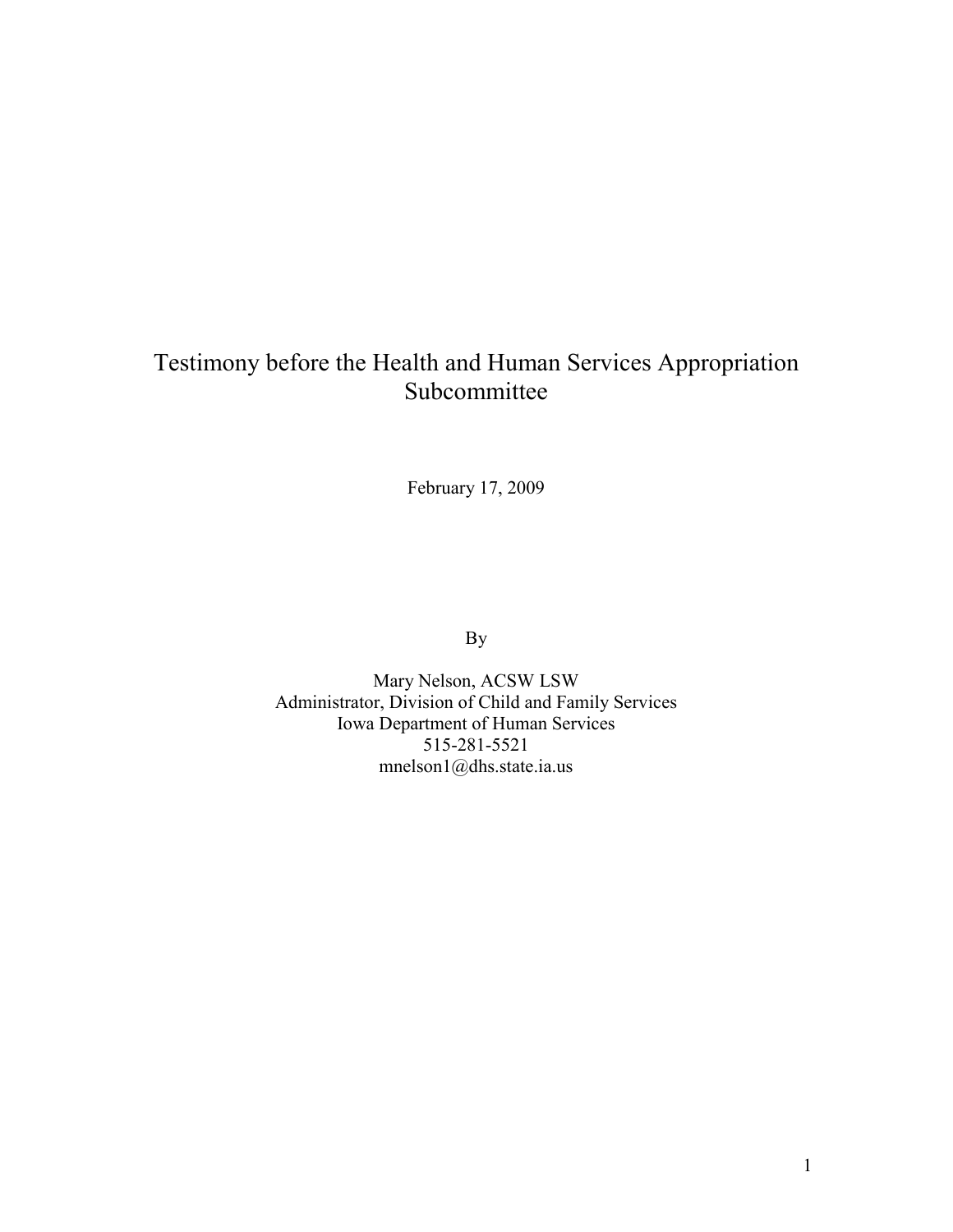# Testimony before the Health and Human Services Appropriation Subcommittee

February 17, 2009

By

Mary Nelson, ACSW LSW
Administrator, Division of Child and Family Services
Iowa Department of Human Services
515-281-5521
mnelson1@dhs.state.ia.us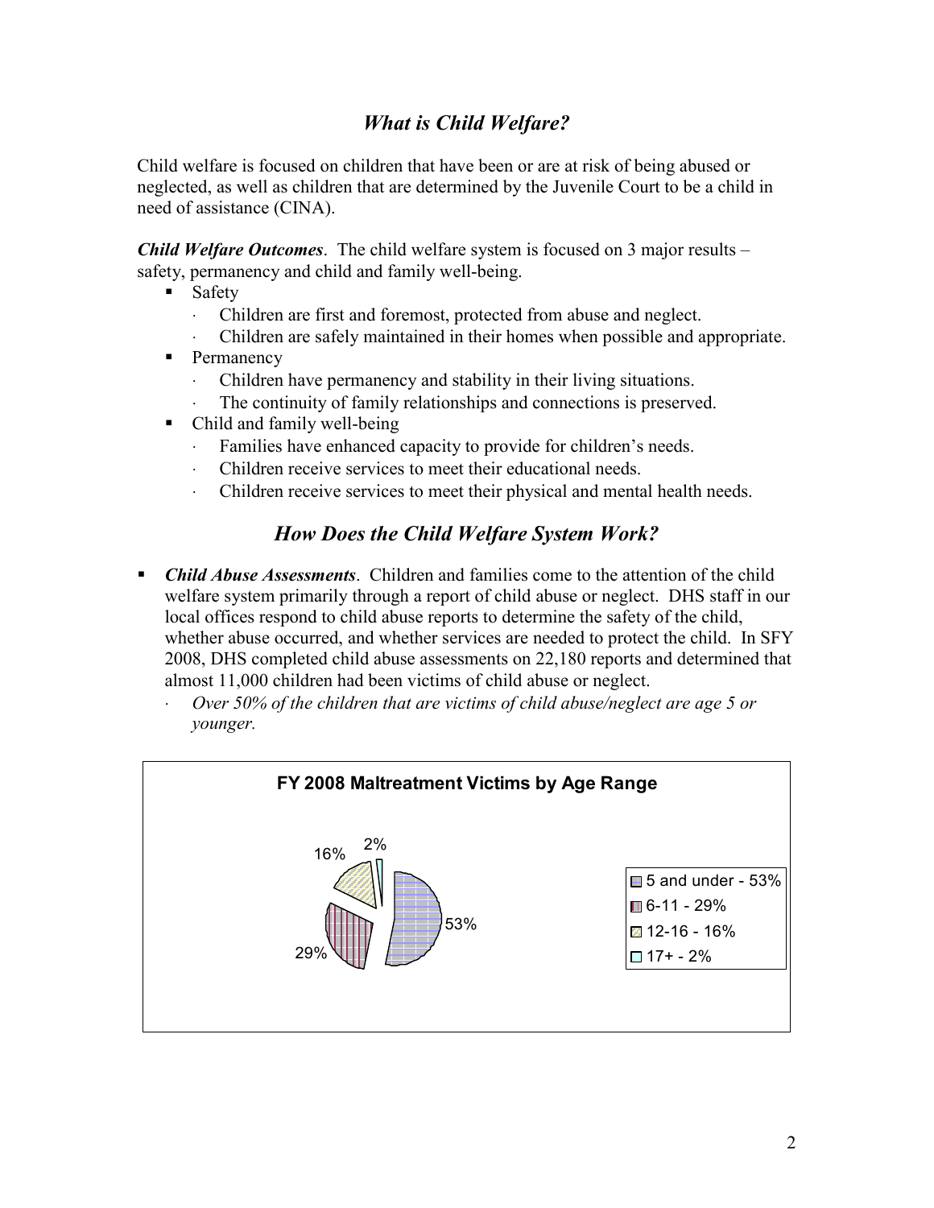## *What is Child Welfare?*

Child welfare is focused on children that have been or are at risk of being abused or neglected, as well as children that are determined by the Juvenile Court to be a child in need of assistance (CINA).

***Child Welfare Outcomes***. The child welfare system is focused on 3 major results – safety, permanency and child and family well-being.

- Safety
  - Children are first and foremost, protected from abuse and neglect.
  - Children are safely maintained in their homes when possible and appropriate.
- Permanency
  - Children have permanency and stability in their living situations.
  - The continuity of family relationships and connections is preserved.
- Child and family well-being
  - Families have enhanced capacity to provide for children's needs.
  - Children receive services to meet their educational needs.
  - Children receive services to meet their physical and mental health needs.

## *How Does the Child Welfare System Work?*

- ***Child Abuse Assessments***. Children and families come to the attention of the child welfare system primarily through a report of child abuse or neglect. DHS staff in our local offices respond to child abuse reports to determine the safety of the child, whether abuse occurred, and whether services are needed to protect the child. In SFY 2008, DHS completed child abuse assessments on 22,180 reports and determined that almost 11,000 children had been victims of child abuse or neglect.
  - *Over 50% of the children that are victims of child abuse/neglect are age 5 or younger.*

**FY 2008 Maltreatment Victims by Age Range**

| Age Range | Percent |
| --- | --- |
| 5 and under | 53% |
| 6-11 | 29% |
| 12-16 | 16% |
| 17+ | 2% |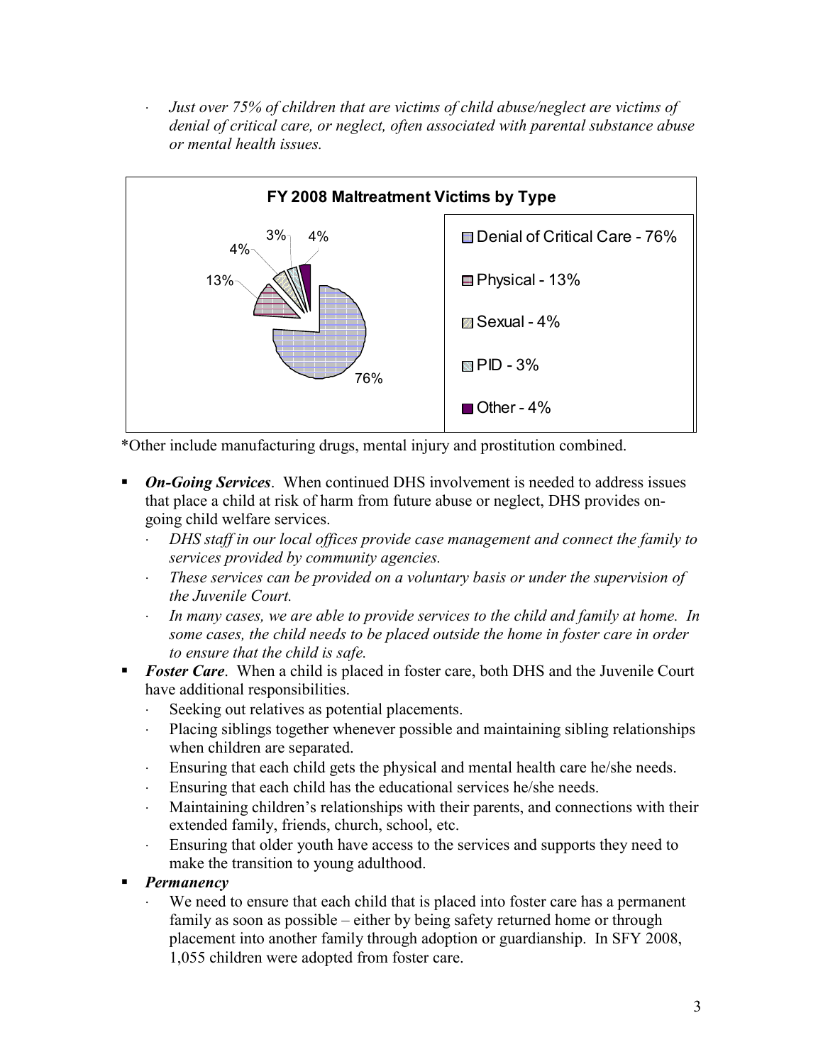- *Just over 75% of children that are victims of child abuse/neglect are victims of denial of critical care, or neglect, often associated with parental substance abuse or mental health issues.*

**FY 2008 Maltreatment Victims by Type**

| Type | Percent |
|---|---|
| Denial of Critical Care | 76% |
| Physical | 13% |
| Sexual | 4% |
| PID | 3% |
| Other | 4% |

*Other include manufacturing drugs, mental injury and prostitution combined.

- ***On-Going Services***. When continued DHS involvement is needed to address issues that place a child at risk of harm from future abuse or neglect, DHS provides on-going child welfare services.
  - *DHS staff in our local offices provide case management and connect the family to services provided by community agencies.*
  - *These services can be provided on a voluntary basis or under the supervision of the Juvenile Court.*
  - *In many cases, we are able to provide services to the child and family at home. In some cases, the child needs to be placed outside the home in foster care in order to ensure that the child is safe.*
- ***Foster Care***. When a child is placed in foster care, both DHS and the Juvenile Court have additional responsibilities.
  - Seeking out relatives as potential placements.
  - Placing siblings together whenever possible and maintaining sibling relationships when children are separated.
  - Ensuring that each child gets the physical and mental health care he/she needs.
  - Ensuring that each child has the educational services he/she needs.
  - Maintaining children's relationships with their parents, and connections with their extended family, friends, church, school, etc.
  - Ensuring that older youth have access to the services and supports they need to make the transition to young adulthood.
- ***Permanency***
  - We need to ensure that each child that is placed into foster care has a permanent family as soon as possible – either by being safety returned home or through placement into another family through adoption or guardianship. In SFY 2008, 1,055 children were adopted from foster care.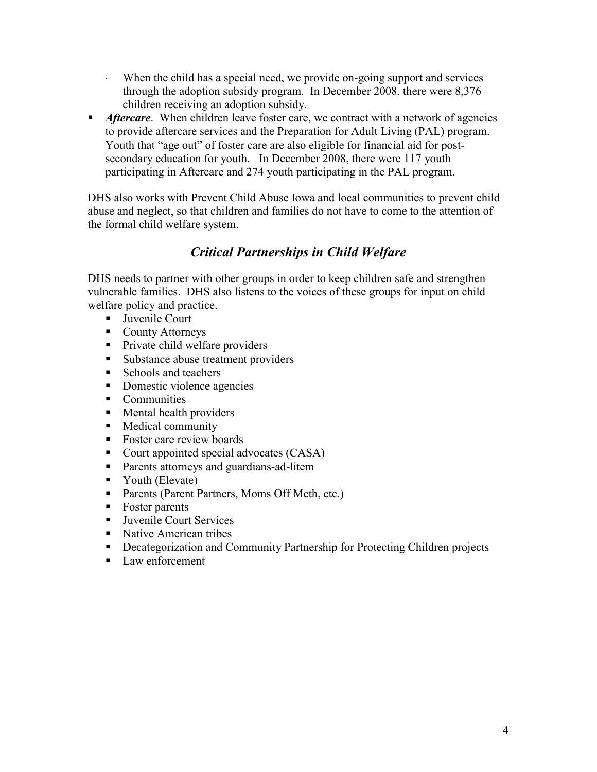- When the child has a special need, we provide on-going support and services through the adoption subsidy program. In December 2008, there were 8,376 children receiving an adoption subsidy.

- ***Aftercare***. When children leave foster care, we contract with a network of agencies to provide aftercare services and the Preparation for Adult Living (PAL) program. Youth that "age out" of foster care are also eligible for financial aid for post-secondary education for youth. In December 2008, there were 117 youth participating in Aftercare and 274 youth participating in the PAL program.

DHS also works with Prevent Child Abuse Iowa and local communities to prevent child abuse and neglect, so that children and families do not have to come to the attention of the formal child welfare system.

## *Critical Partnerships in Child Welfare*

DHS needs to partner with other groups in order to keep children safe and strengthen vulnerable families. DHS also listens to the voices of these groups for input on child welfare policy and practice.

- Juvenile Court
- County Attorneys
- Private child welfare providers
- Substance abuse treatment providers
- Schools and teachers
- Domestic violence agencies
- Communities
- Mental health providers
- Medical community
- Foster care review boards
- Court appointed special advocates (CASA)
- Parents attorneys and guardians-ad-litem
- Youth (Elevate)
- Parents (Parent Partners, Moms Off Meth, etc.)
- Foster parents
- Juvenile Court Services
- Native American tribes
- Decategorization and Community Partnership for Protecting Children projects
- Law enforcement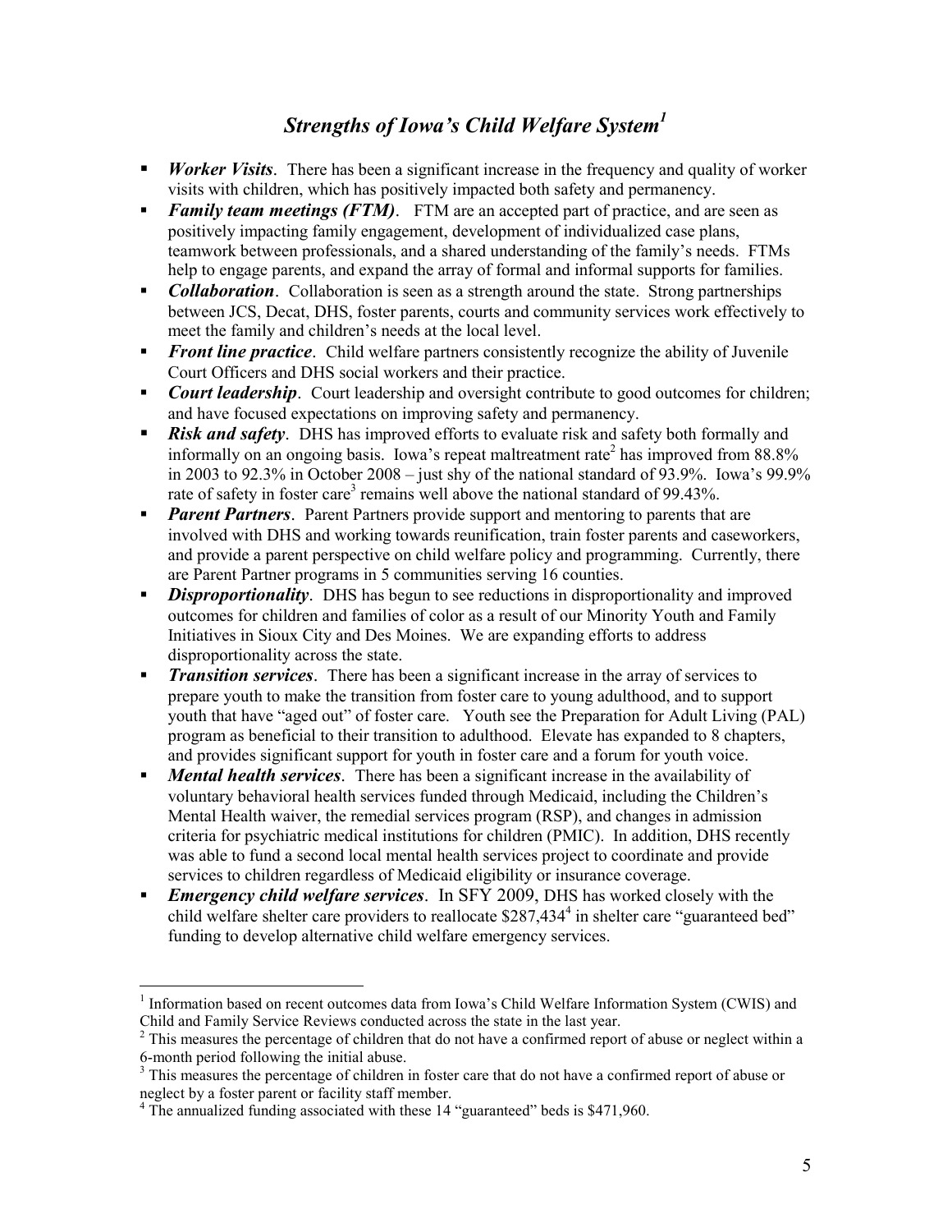# *Strengths of Iowa's Child Welfare System*[1]

- ***Worker Visits***. There has been a significant increase in the frequency and quality of worker visits with children, which has positively impacted both safety and permanency.
- ***Family team meetings (FTM)***. FTM are an accepted part of practice, and are seen as positively impacting family engagement, development of individualized case plans, teamwork between professionals, and a shared understanding of the family's needs. FTMs help to engage parents, and expand the array of formal and informal supports for families.
- ***Collaboration***. Collaboration is seen as a strength around the state. Strong partnerships between JCS, Decat, DHS, foster parents, courts and community services work effectively to meet the family and children's needs at the local level.
- ***Front line practice***. Child welfare partners consistently recognize the ability of Juvenile Court Officers and DHS social workers and their practice.
- ***Court leadership***. Court leadership and oversight contribute to good outcomes for children; and have focused expectations on improving safety and permanency.
- ***Risk and safety***. DHS has improved efforts to evaluate risk and safety both formally and informally on an ongoing basis. Iowa's repeat maltreatment rate[2] has improved from 88.8% in 2003 to 92.3% in October 2008 – just shy of the national standard of 93.9%. Iowa's 99.9% rate of safety in foster care[3] remains well above the national standard of 99.43%.
- ***Parent Partners***. Parent Partners provide support and mentoring to parents that are involved with DHS and working towards reunification, train foster parents and caseworkers, and provide a parent perspective on child welfare policy and programming. Currently, there are Parent Partner programs in 5 communities serving 16 counties.
- ***Disproportionality***. DHS has begun to see reductions in disproportionality and improved outcomes for children and families of color as a result of our Minority Youth and Family Initiatives in Sioux City and Des Moines. We are expanding efforts to address disproportionality across the state.
- ***Transition services***. There has been a significant increase in the array of services to prepare youth to make the transition from foster care to young adulthood, and to support youth that have "aged out" of foster care. Youth see the Preparation for Adult Living (PAL) program as beneficial to their transition to adulthood. Elevate has expanded to 8 chapters, and provides significant support for youth in foster care and a forum for youth voice.
- ***Mental health services***. There has been a significant increase in the availability of voluntary behavioral health services funded through Medicaid, including the Children's Mental Health waiver, the remedial services program (RSP), and changes in admission criteria for psychiatric medical institutions for children (PMIC). In addition, DHS recently was able to fund a second local mental health services project to coordinate and provide services to children regardless of Medicaid eligibility or insurance coverage.
- ***Emergency child welfare services***. In SFY 2009, DHS has worked closely with the child welfare shelter care providers to reallocate $287,434[4] in shelter care "guaranteed bed" funding to develop alternative child welfare emergency services.

---

[1] Information based on recent outcomes data from Iowa's Child Welfare Information System (CWIS) and Child and Family Service Reviews conducted across the state in the last year.

[2] This measures the percentage of children that do not have a confirmed report of abuse or neglect within a 6-month period following the initial abuse.

[3] This measures the percentage of children in foster care that do not have a confirmed report of abuse or neglect by a foster parent or facility staff member.

[4] The annualized funding associated with these 14 "guaranteed" beds is $471,960.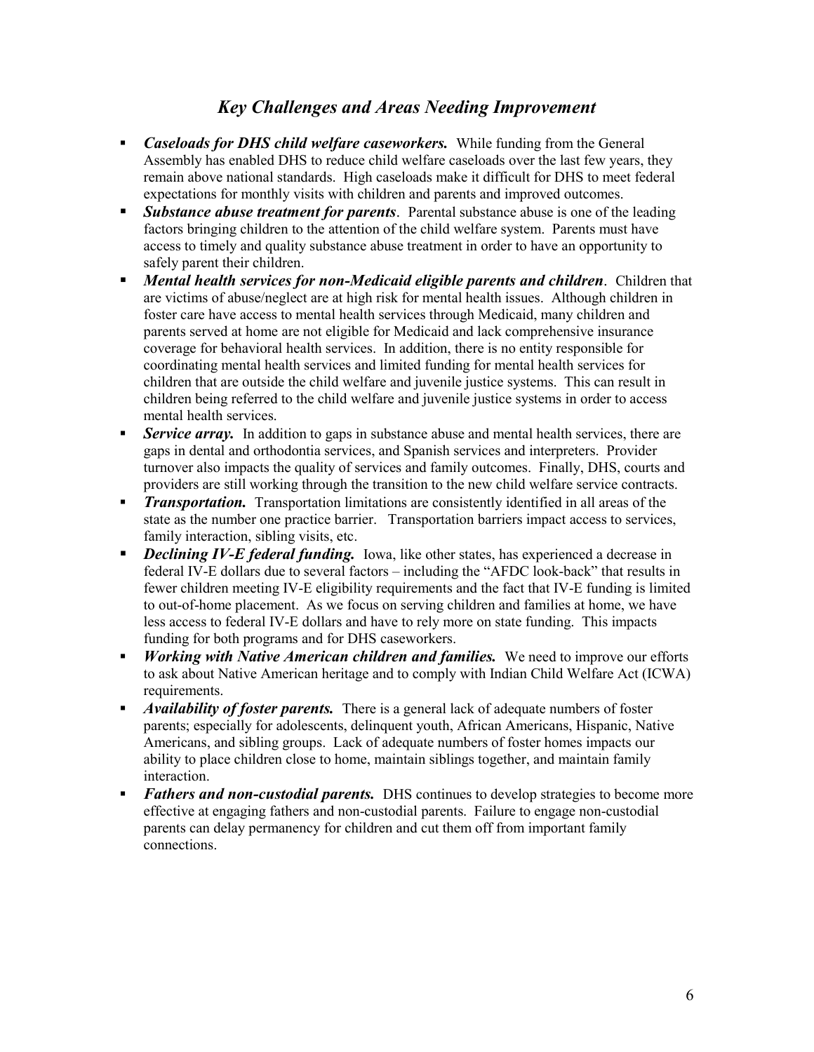## *Key Challenges and Areas Needing Improvement*

- ***Caseloads for DHS child welfare caseworkers.*** While funding from the General Assembly has enabled DHS to reduce child welfare caseloads over the last few years, they remain above national standards. High caseloads make it difficult for DHS to meet federal expectations for monthly visits with children and parents and improved outcomes.
- ***Substance abuse treatment for parents***. Parental substance abuse is one of the leading factors bringing children to the attention of the child welfare system. Parents must have access to timely and quality substance abuse treatment in order to have an opportunity to safely parent their children.
- ***Mental health services for non-Medicaid eligible parents and children***. Children that are victims of abuse/neglect are at high risk for mental health issues. Although children in foster care have access to mental health services through Medicaid, many children and parents served at home are not eligible for Medicaid and lack comprehensive insurance coverage for behavioral health services. In addition, there is no entity responsible for coordinating mental health services and limited funding for mental health services for children that are outside the child welfare and juvenile justice systems. This can result in children being referred to the child welfare and juvenile justice systems in order to access mental health services.
- ***Service array.*** In addition to gaps in substance abuse and mental health services, there are gaps in dental and orthodontia services, and Spanish services and interpreters. Provider turnover also impacts the quality of services and family outcomes. Finally, DHS, courts and providers are still working through the transition to the new child welfare service contracts.
- ***Transportation.*** Transportation limitations are consistently identified in all areas of the state as the number one practice barrier. Transportation barriers impact access to services, family interaction, sibling visits, etc.
- ***Declining IV-E federal funding.*** Iowa, like other states, has experienced a decrease in federal IV-E dollars due to several factors – including the "AFDC look-back" that results in fewer children meeting IV-E eligibility requirements and the fact that IV-E funding is limited to out-of-home placement. As we focus on serving children and families at home, we have less access to federal IV-E dollars and have to rely more on state funding. This impacts funding for both programs and for DHS caseworkers.
- ***Working with Native American children and families.*** We need to improve our efforts to ask about Native American heritage and to comply with Indian Child Welfare Act (ICWA) requirements.
- ***Availability of foster parents.*** There is a general lack of adequate numbers of foster parents; especially for adolescents, delinquent youth, African Americans, Hispanic, Native Americans, and sibling groups. Lack of adequate numbers of foster homes impacts our ability to place children close to home, maintain siblings together, and maintain family interaction.
- ***Fathers and non-custodial parents.*** DHS continues to develop strategies to become more effective at engaging fathers and non-custodial parents. Failure to engage non-custodial parents can delay permanency for children and cut them off from important family connections.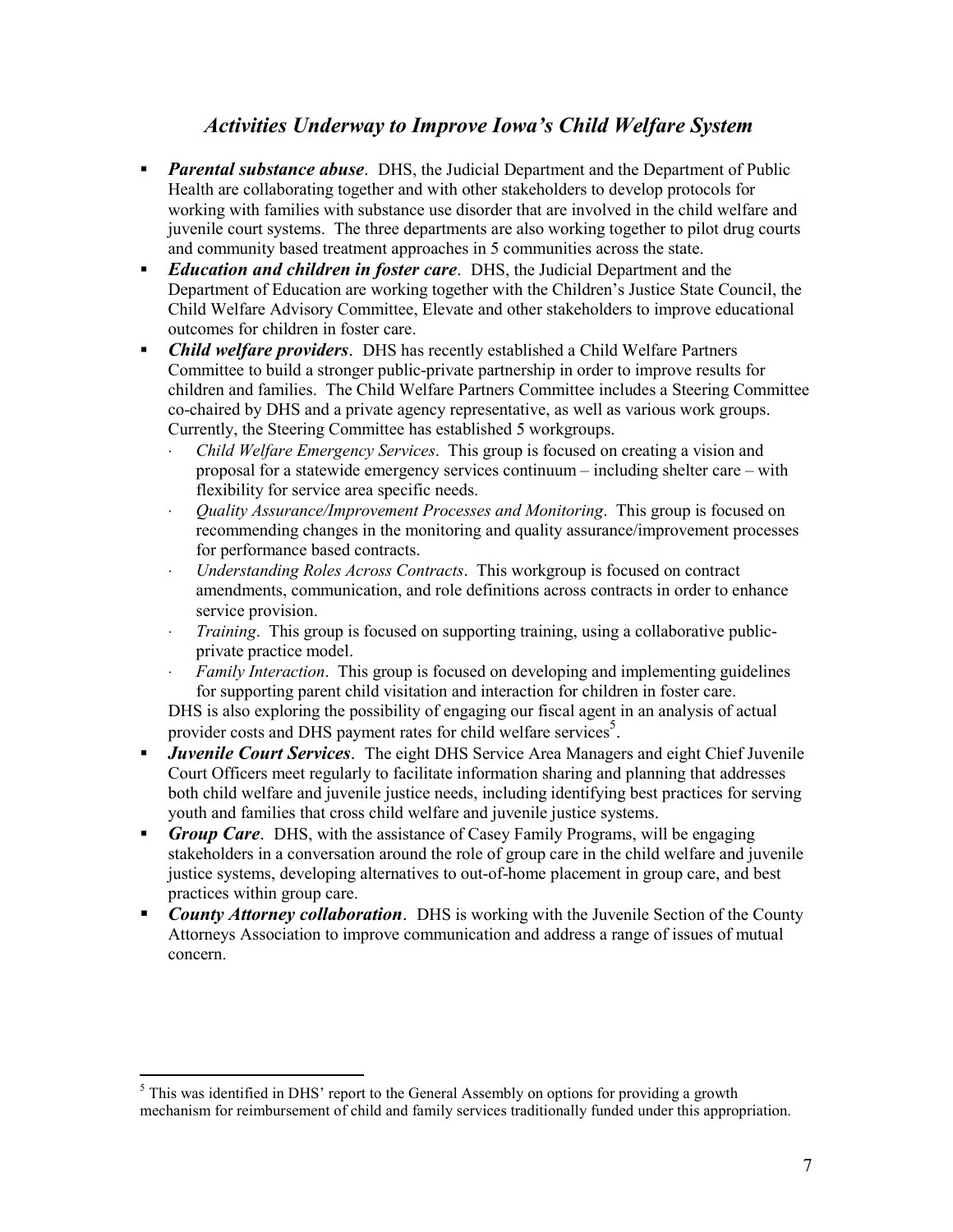## *Activities Underway to Improve Iowa's Child Welfare System*

- ***Parental substance abuse***. DHS, the Judicial Department and the Department of Public Health are collaborating together and with other stakeholders to develop protocols for working with families with substance use disorder that are involved in the child welfare and juvenile court systems. The three departments are also working together to pilot drug courts and community based treatment approaches in 5 communities across the state.
- ***Education and children in foster care***. DHS, the Judicial Department and the Department of Education are working together with the Children's Justice State Council, the Child Welfare Advisory Committee, Elevate and other stakeholders to improve educational outcomes for children in foster care.
- ***Child welfare providers***. DHS has recently established a Child Welfare Partners Committee to build a stronger public-private partnership in order to improve results for children and families. The Child Welfare Partners Committee includes a Steering Committee co-chaired by DHS and a private agency representative, as well as various work groups. Currently, the Steering Committee has established 5 workgroups.
  - *Child Welfare Emergency Services*. This group is focused on creating a vision and proposal for a statewide emergency services continuum – including shelter care – with flexibility for service area specific needs.
  - *Quality Assurance/Improvement Processes and Monitoring*. This group is focused on recommending changes in the monitoring and quality assurance/improvement processes for performance based contracts.
  - *Understanding Roles Across Contracts*. This workgroup is focused on contract amendments, communication, and role definitions across contracts in order to enhance service provision.
  - *Training*. This group is focused on supporting training, using a collaborative public-private practice model.
  - *Family Interaction*. This group is focused on developing and implementing guidelines for supporting parent child visitation and interaction for children in foster care.

  DHS is also exploring the possibility of engaging our fiscal agent in an analysis of actual provider costs and DHS payment rates for child welfare services[5].
- ***Juvenile Court Services***. The eight DHS Service Area Managers and eight Chief Juvenile Court Officers meet regularly to facilitate information sharing and planning that addresses both child welfare and juvenile justice needs, including identifying best practices for serving youth and families that cross child welfare and juvenile justice systems.
- ***Group Care***. DHS, with the assistance of Casey Family Programs, will be engaging stakeholders in a conversation around the role of group care in the child welfare and juvenile justice systems, developing alternatives to out-of-home placement in group care, and best practices within group care.
- ***County Attorney collaboration***. DHS is working with the Juvenile Section of the County Attorneys Association to improve communication and address a range of issues of mutual concern.

---

[5] This was identified in DHS' report to the General Assembly on options for providing a growth mechanism for reimbursement of child and family services traditionally funded under this appropriation.